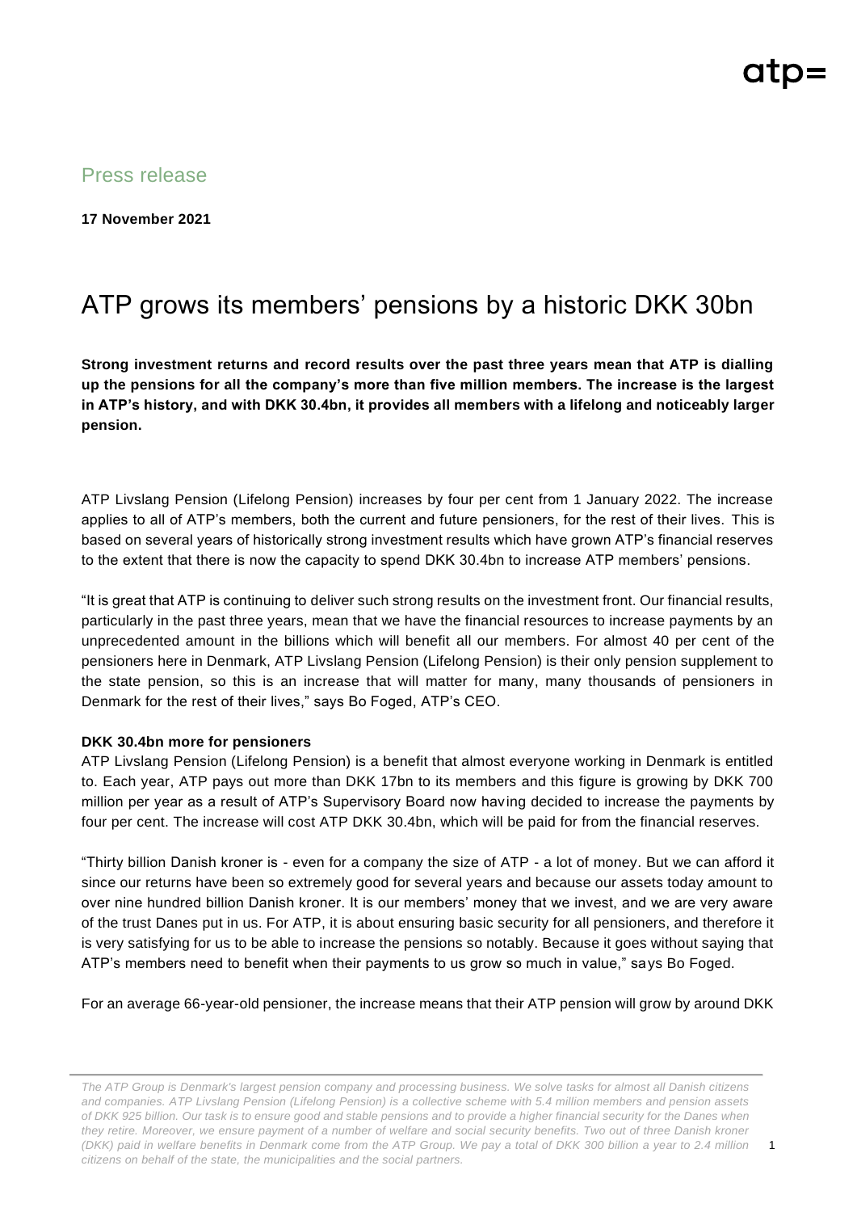Press release

**17 November 2021**

# ATP grows its members' pensions by a historic DKK 30bn

**Strong investment returns and record results over the past three years mean that ATP is dialling up the pensions for all the company's more than five million members. The increase is the largest in ATP's history, and with DKK 30.4bn, it provides all members with a lifelong and noticeably larger pension.**

ATP Livslang Pension (Lifelong Pension) increases by four per cent from 1 January 2022. The increase applies to all of ATP's members, both the current and future pensioners, for the rest of their lives. This is based on several years of historically strong investment results which have grown ATP's financial reserves to the extent that there is now the capacity to spend DKK 30.4bn to increase ATP members' pensions.

"It is great that ATP is continuing to deliver such strong results on the investment front. Our financial results, particularly in the past three years, mean that we have the financial resources to increase payments by an unprecedented amount in the billions which will benefit all our members. For almost 40 per cent of the pensioners here in Denmark, ATP Livslang Pension (Lifelong Pension) is their only pension supplement to the state pension, so this is an increase that will matter for many, many thousands of pensioners in Denmark for the rest of their lives," says Bo Foged, ATP's CEO.

**DKK 30.4bn more for pensioners**

ATP Livslang Pension (Lifelong Pension) is a benefit that almost everyone working in Denmark is entitled to. Each year, ATP pays out more than DKK 17bn to its members and this figure is growing by DKK 700 million per year as a result of ATP's Supervisory Board now having decided to increase the payments by four per cent. The increase will cost ATP DKK 30.4bn, which will be paid for from the financial reserves.

"Thirty billion Danish kroner is - even for a company the size of ATP - a lot of money. But we can afford it since our returns have been so extremely good for several years and because our assets today amount to over nine hundred billion Danish kroner. It is our members' money that we invest, and we are very aware of the trust Danes put in us. For ATP, it is about ensuring basic security for all pensioners, and therefore it is very satisfying for us to be able to increase the pensions so notably. Because it goes without saying that ATP's members need to benefit when their payments to us grow so much in value," says Bo Foged.

For an average 66-year-old pensioner, the increase means that their ATP pension will grow by around DKK

*The ATP Group is Denmark's largest pension company and processing business. We solve tasks for almost all Danish citizens and companies. ATP Livslang Pension (Lifelong Pension) is a collective scheme with 5.4 million members and pension assets of DKK 925 billion. Our task is to ensure good and stable pensions and to provide a higher financial security for the Danes when they retire. Moreover, we ensure payment of a number of welfare and social security benefits. Two out of three Danish kroner (DKK) paid in welfare benefits in Denmark come from the ATP Group. We pay a total of DKK 300 billion a year to 2.4 million citizens on behalf of the state, the municipalities and the social partners.*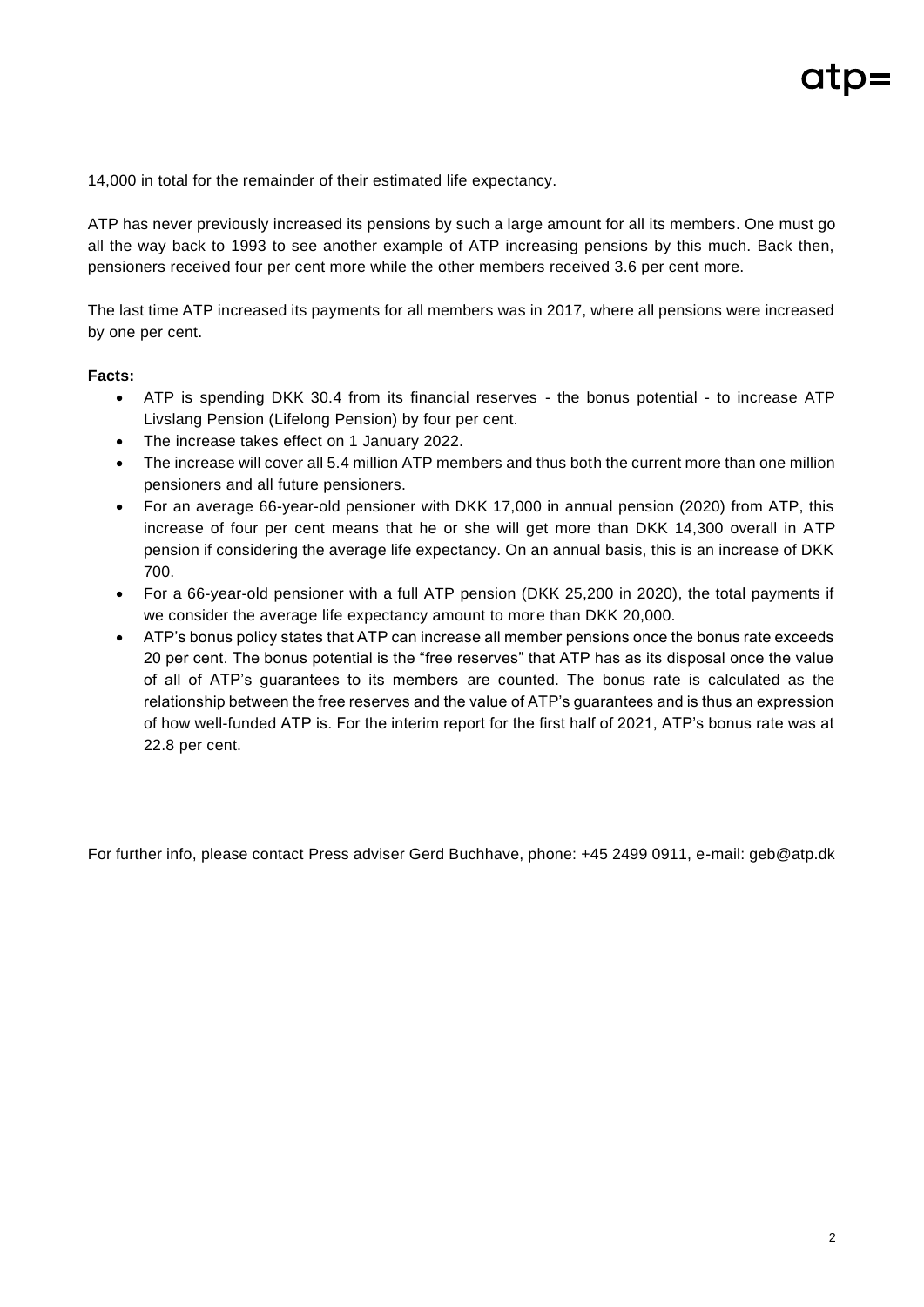14,000 in total for the remainder of their estimated life expectancy.

ATP has never previously increased its pensions by such a large amount for all its members. One must go all the way back to 1993 to see another example of ATP increasing pensions by this much. Back then, pensioners received four per cent more while the other members received 3.6 per cent more.

The last time ATP increased its payments for all members was in 2017, where all pensions were increased by one per cent.

**Facts:**

- ATP is spending DKK 30.4 from its financial reserves - the bonus potential - to increase ATP Livslang Pension (Lifelong Pension) by four per cent.
- The increase takes effect on 1 January 2022.
- The increase will cover all 5.4 million ATP members and thus both the current more than one million pensioners and all future pensioners.
- For an average 66-year-old pensioner with DKK 17,000 in annual pension (2020) from ATP, this increase of four per cent means that he or she will get more than DKK 14,300 overall in ATP pension if considering the average life expectancy. On an annual basis, this is an increase of DKK 700.
- For a 66-year-old pensioner with a full ATP pension (DKK 25,200 in 2020), the total payments if we consider the average life expectancy amount to more than DKK 20,000.
- ATP's bonus policy states that ATP can increase all member pensions once the bonus rate exceeds 20 per cent. The bonus potential is the "free reserves" that ATP has as its disposal once the value of all of ATP's guarantees to its members are counted. The bonus rate is calculated as the relationship between the free reserves and the value of ATP's guarantees and is thus an expression of how well-funded ATP is. For the interim report for the first half of 2021, ATP's bonus rate was at 22.8 per cent.

For further info, please contact Press adviser Gerd Buchhave, phone: +45 2499 0911, e-mail: geb@atp.dk